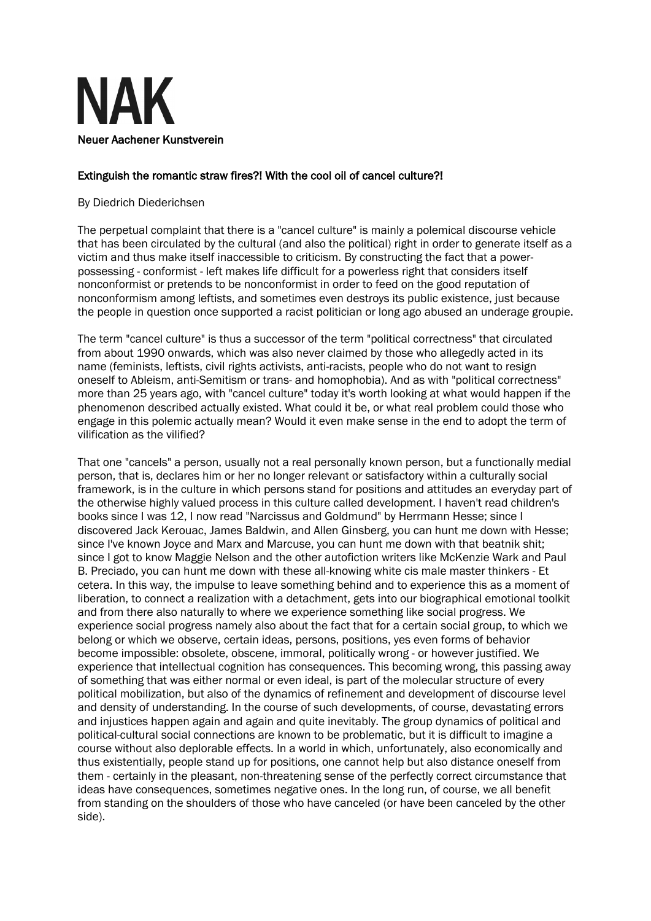# NAK

Neuer Aachener Kunstverein

## Extinguish the romantic straw fires?! With the cool oil of cancel culture?!

By Diedrich Diederichsen

The perpetual complaint that there is a "cancel culture" is mainly a polemical discourse vehicle that has been circulated by the cultural (and also the political) right in order to generate itself as a victim and thus make itself inaccessible to criticism. By constructing the fact that a power-possessing - conformist - left makes life difficult for a powerless right that considers itself nonconformist or pretends to be nonconformist in order to feed on the good reputation of nonconformism among leftists, and sometimes even destroys its public existence, just because the people in question once supported a racist politician or long ago abused an underage groupie.

The term "cancel culture" is thus a successor of the term "political correctness" that circulated from about 1990 onwards, which was also never claimed by those who allegedly acted in its name (feminists, leftists, civil rights activists, anti-racists, people who do not want to resign oneself to Ableism, anti-Semitism or trans- and homophobia). And as with "political correctness" more than 25 years ago, with "cancel culture" today it's worth looking at what would happen if the phenomenon described actually existed. What could it be, or what real problem could those who engage in this polemic actually mean? Would it even make sense in the end to adopt the term of vilification as the vilified?

That one "cancels" a person, usually not a real personally known person, but a functionally medial person, that is, declares him or her no longer relevant or satisfactory within a culturally social framework, is in the culture in which persons stand for positions and attitudes an everyday part of the otherwise highly valued process in this culture called development. I haven't read children's books since I was 12, I now read "Narcissus and Goldmund" by Herrmann Hesse; since I discovered Jack Kerouac, James Baldwin, and Allen Ginsberg, you can hunt me down with Hesse; since I've known Joyce and Marx and Marcuse, you can hunt me down with that beatnik shit; since I got to know Maggie Nelson and the other autofiction writers like McKenzie Wark and Paul B. Preciado, you can hunt me down with these all-knowing white cis male master thinkers - Et cetera. In this way, the impulse to leave something behind and to experience this as a moment of liberation, to connect a realization with a detachment, gets into our biographical emotional toolkit and from there also naturally to where we experience something like social progress. We experience social progress namely also about the fact that for a certain social group, to which we belong or which we observe, certain ideas, persons, positions, yes even forms of behavior become impossible: obsolete, obscene, immoral, politically wrong - or however justified. We experience that intellectual cognition has consequences. This becoming wrong, this passing away of something that was either normal or even ideal, is part of the molecular structure of every political mobilization, but also of the dynamics of refinement and development of discourse level and density of understanding. In the course of such developments, of course, devastating errors and injustices happen again and again and quite inevitably. The group dynamics of political and political-cultural social connections are known to be problematic, but it is difficult to imagine a course without also deplorable effects. In a world in which, unfortunately, also economically and thus existentially, people stand up for positions, one cannot help but also distance oneself from them - certainly in the pleasant, non-threatening sense of the perfectly correct circumstance that ideas have consequences, sometimes negative ones. In the long run, of course, we all benefit from standing on the shoulders of those who have canceled (or have been canceled by the other side).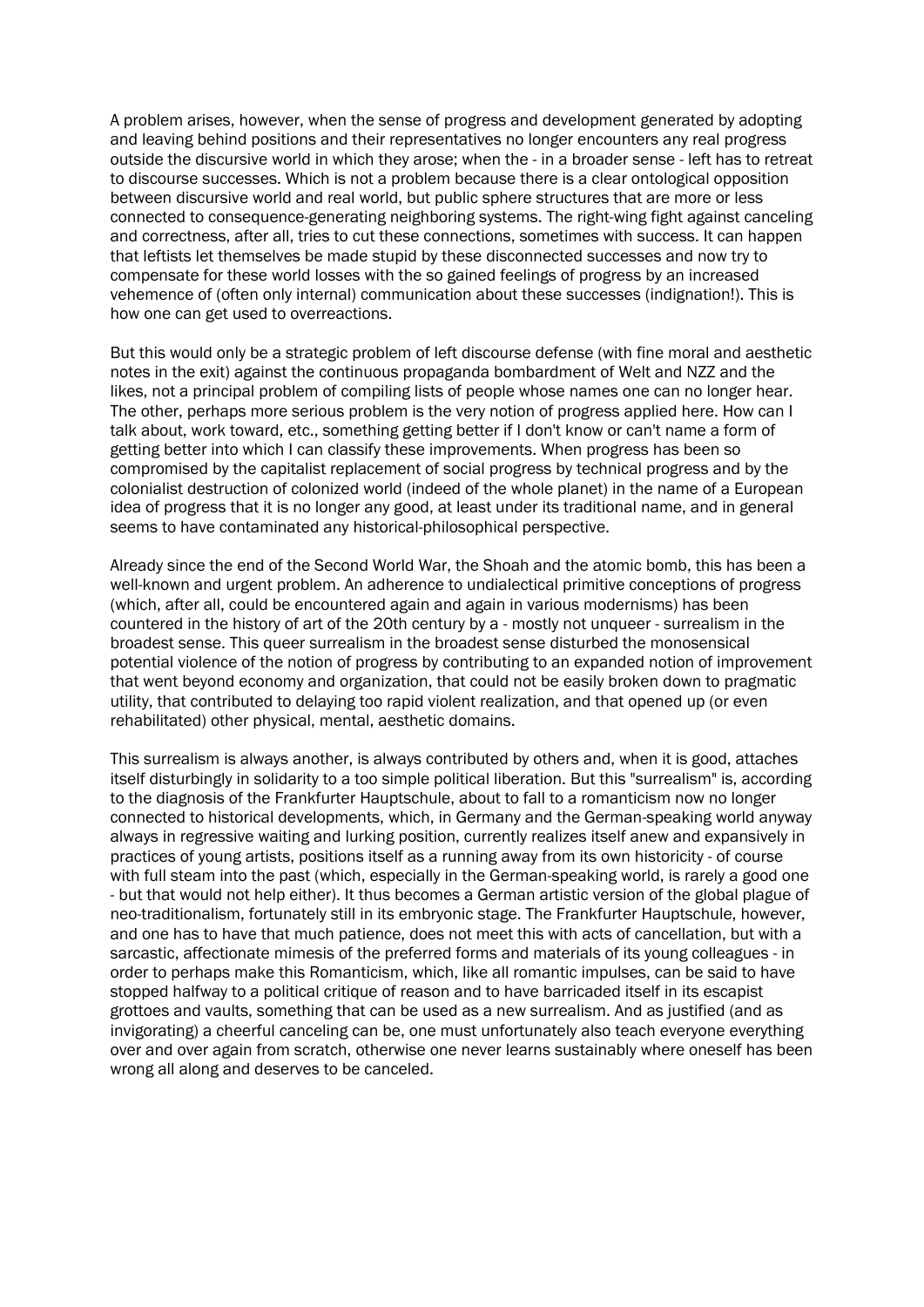A problem arises, however, when the sense of progress and development generated by adopting and leaving behind positions and their representatives no longer encounters any real progress outside the discursive world in which they arose; when the - in a broader sense - left has to retreat to discourse successes. Which is not a problem because there is a clear ontological opposition between discursive world and real world, but public sphere structures that are more or less connected to consequence-generating neighboring systems. The right-wing fight against canceling and correctness, after all, tries to cut these connections, sometimes with success. It can happen that leftists let themselves be made stupid by these disconnected successes and now try to compensate for these world losses with the so gained feelings of progress by an increased vehemence of (often only internal) communication about these successes (indignation!). This is how one can get used to overreactions.

But this would only be a strategic problem of left discourse defense (with fine moral and aesthetic notes in the exit) against the continuous propaganda bombardment of Welt and NZZ and the likes, not a principal problem of compiling lists of people whose names one can no longer hear. The other, perhaps more serious problem is the very notion of progress applied here. How can I talk about, work toward, etc., something getting better if I don't know or can't name a form of getting better into which I can classify these improvements. When progress has been so compromised by the capitalist replacement of social progress by technical progress and by the colonialist destruction of colonized world (indeed of the whole planet) in the name of a European idea of progress that it is no longer any good, at least under its traditional name, and in general seems to have contaminated any historical-philosophical perspective.

Already since the end of the Second World War, the Shoah and the atomic bomb, this has been a well-known and urgent problem. An adherence to undialectical primitive conceptions of progress (which, after all, could be encountered again and again in various modernisms) has been countered in the history of art of the 20th century by a - mostly not unqueer - surrealism in the broadest sense. This queer surrealism in the broadest sense disturbed the monosensical potential violence of the notion of progress by contributing to an expanded notion of improvement that went beyond economy and organization, that could not be easily broken down to pragmatic utility, that contributed to delaying too rapid violent realization, and that opened up (or even rehabilitated) other physical, mental, aesthetic domains.

This surrealism is always another, is always contributed by others and, when it is good, attaches itself disturbingly in solidarity to a too simple political liberation. But this "surrealism" is, according to the diagnosis of the Frankfurter Hauptschule, about to fall to a romanticism now no longer connected to historical developments, which, in Germany and the German-speaking world anyway always in regressive waiting and lurking position, currently realizes itself anew and expansively in practices of young artists, positions itself as a running away from its own historicity - of course with full steam into the past (which, especially in the German-speaking world, is rarely a good one - but that would not help either). It thus becomes a German artistic version of the global plague of neo-traditionalism, fortunately still in its embryonic stage. The Frankfurter Hauptschule, however, and one has to have that much patience, does not meet this with acts of cancellation, but with a sarcastic, affectionate mimesis of the preferred forms and materials of its young colleagues - in order to perhaps make this Romanticism, which, like all romantic impulses, can be said to have stopped halfway to a political critique of reason and to have barricaded itself in its escapist grottoes and vaults, something that can be used as a new surrealism. And as justified (and as invigorating) a cheerful canceling can be, one must unfortunately also teach everyone everything over and over again from scratch, otherwise one never learns sustainably where oneself has been wrong all along and deserves to be canceled.